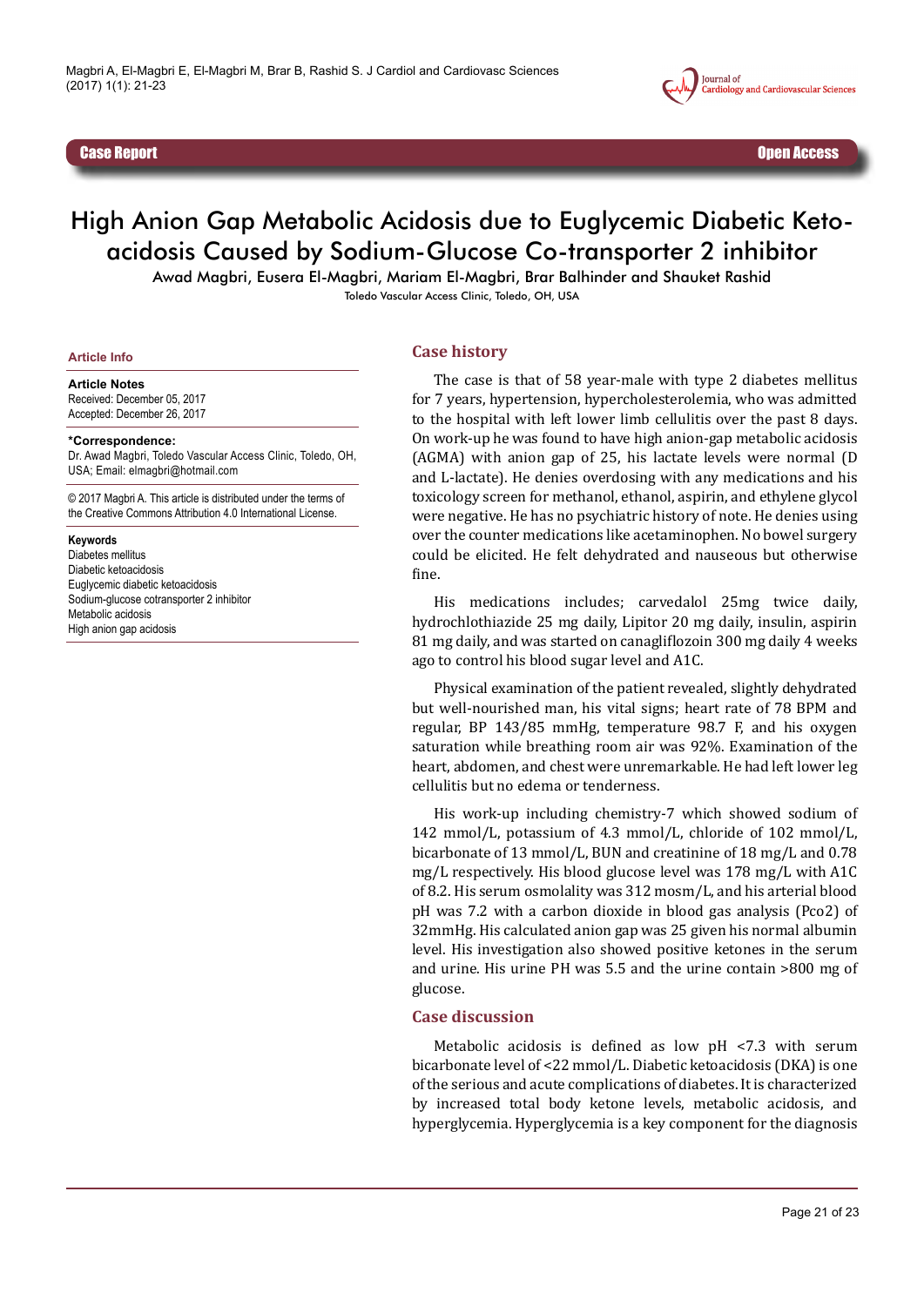Case Report

Open Access

# High Anion Gap Metabolic Acidosis due to Euglycemic Diabetic Keto-acidosis Caused by Sodium-Glucose Co-transporter 2 inhibitor

Awad Magbri, Eusera El-Magbri, Mariam El-Magbri, Brar Balhinder and Shauket Rashid

Toledo Vascular Access Clinic, Toledo, OH, USA

**Article Info**

**Article Notes**
Received: December 05, 2017
Accepted: December 26, 2017

**\*Correspondence:**
Dr. Awad Magbri, Toledo Vascular Access Clinic, Toledo, OH, USA; Email: elmagbri@hotmail.com

© 2017 Magbri A. This article is distributed under the terms of the Creative Commons Attribution 4.0 International License.

**Keywords**
Diabetes mellitus
Diabetic ketoacidosis
Euglycemic diabetic ketoacidosis
Sodium-glucose cotransporter 2 inhibitor
Metabolic acidosis
High anion gap acidosis

## Case history

The case is that of 58 year-male with type 2 diabetes mellitus for 7 years, hypertension, hypercholesterolemia, who was admitted to the hospital with left lower limb cellulitis over the past 8 days. On work-up he was found to have high anion-gap metabolic acidosis (AGMA) with anion gap of 25, his lactate levels were normal (D and L-lactate). He denies overdosing with any medications and his toxicology screen for methanol, ethanol, aspirin, and ethylene glycol were negative. He has no psychiatric history of note. He denies using over the counter medications like acetaminophen. No bowel surgery could be elicited. He felt dehydrated and nauseous but otherwise fine.

His medications includes; carvedalol 25mg twice daily, hydrochlothiazide 25 mg daily, Lipitor 20 mg daily, insulin, aspirin 81 mg daily, and was started on canagliflozoin 300 mg daily 4 weeks ago to control his blood sugar level and A1C.

Physical examination of the patient revealed, slightly dehydrated but well-nourished man, his vital signs; heart rate of 78 BPM and regular, BP 143/85 mmHg, temperature 98.7 F, and his oxygen saturation while breathing room air was 92%. Examination of the heart, abdomen, and chest were unremarkable. He had left lower leg cellulitis but no edema or tenderness.

His work-up including chemistry-7 which showed sodium of 142 mmol/L, potassium of 4.3 mmol/L, chloride of 102 mmol/L, bicarbonate of 13 mmol/L, BUN and creatinine of 18 mg/L and 0.78 mg/L respectively. His blood glucose level was 178 mg/L with A1C of 8.2. His serum osmolality was 312 mosm/L, and his arterial blood pH was 7.2 with a carbon dioxide in blood gas analysis (Pco2) of 32mmHg. His calculated anion gap was 25 given his normal albumin level. His investigation also showed positive ketones in the serum and urine. His urine PH was 5.5 and the urine contain >800 mg of glucose.

## Case discussion

Metabolic acidosis is defined as low pH <7.3 with serum bicarbonate level of <22 mmol/L. Diabetic ketoacidosis (DKA) is one of the serious and acute complications of diabetes. It is characterized by increased total body ketone levels, metabolic acidosis, and hyperglycemia. Hyperglycemia is a key component for the diagnosis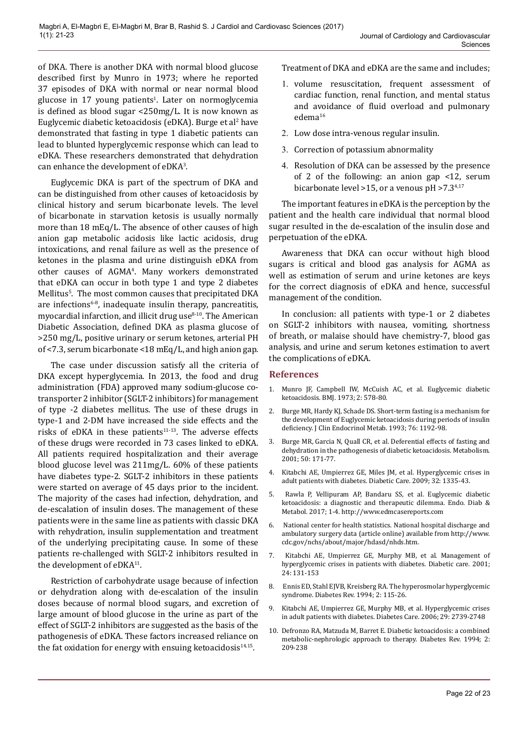of DKA. There is another DKA with normal blood glucose described first by Munro in 1973; where he reported 37 episodes of DKA with normal or near normal blood glucose in 17 young patients[1]. Later on normoglycemia is defined as blood sugar <250mg/L. It is now known as Euglycemic diabetic ketoacidosis (eDKA). Burge et al[2] have demonstrated that fasting in type 1 diabetic patients can lead to blunted hyperglycemic response which can lead to eDKA. These researchers demonstrated that dehydration can enhance the development of eDKA[3].

Euglycemic DKA is part of the spectrum of DKA and can be distinguished from other causes of ketoacidosis by clinical history and serum bicarbonate levels. The level of bicarbonate in starvation ketosis is usually normally more than 18 mEq/L. The absence of other causes of high anion gap metabolic acidosis like lactic acidosis, drug intoxications, and renal failure as well as the presence of ketones in the plasma and urine distinguish eDKA from other causes of AGMA[4]. Many workers demonstrated that eDKA can occur in both type 1 and type 2 diabetes Mellitus[5]. The most common causes that precipitated DKA are infections[6-8], inadequate insulin therapy, pancreatitis, myocardial infarction, and illicit drug use[8-10]. The American Diabetic Association, defined DKA as plasma glucose of >250 mg/L, positive urinary or serum ketones, arterial PH of <7.3, serum bicarbonate <18 mEq/L, and high anion gap.

The case under discussion satisfy all the criteria of DKA except hyperglycemia. In 2013, the food and drug administration (FDA) approved many sodium-glucose co-transporter 2 inhibitor (SGLT-2 inhibitors) for management of type -2 diabetes mellitus. The use of these drugs in type-1 and 2-DM have increased the side effects and the risks of eDKA in these patients[11-13]. The adverse effects of these drugs were recorded in 73 cases linked to eDKA. All patients required hospitalization and their average blood glucose level was 211mg/L. 60% of these patients have diabetes type-2. SGLT-2 inhibitors in these patients were started on average of 45 days prior to the incident. The majority of the cases had infection, dehydration, and de-escalation of insulin doses. The management of these patients were in the same line as patients with classic DKA with rehydration, insulin supplementation and treatment of the underlying precipitating cause. In some of these patients re-challenged with SGLT-2 inhibitors resulted in the development of eDKA[11].

Restriction of carbohydrate usage because of infection or dehydration along with de-escalation of the insulin doses because of normal blood sugars, and excretion of large amount of blood glucose in the urine as part of the effect of SGLT-2 inhibitors are suggested as the basis of the pathogenesis of eDKA. These factors increased reliance on the fat oxidation for energy with ensuing ketoacidosis[14,15].

Treatment of DKA and eDKA are the same and includes;

1. volume resuscitation, frequent assessment of cardiac function, renal function, and mental status and avoidance of fluid overload and pulmonary edema[16]
2. Low dose intra-venous regular insulin.
3. Correction of potassium abnormality
4. Resolution of DKA can be assessed by the presence of 2 of the following: an anion gap <12, serum bicarbonate level >15, or a venous pH >7.3[4,17]

The important features in eDKA is the perception by the patient and the health care individual that normal blood sugar resulted in the de-escalation of the insulin dose and perpetuation of the eDKA.

Awareness that DKA can occur without high blood sugars is critical and blood gas analysis for AGMA as well as estimation of serum and urine ketones are keys for the correct diagnosis of eDKA and hence, successful management of the condition.

In conclusion: all patients with type-1 or 2 diabetes on SGLT-2 inhibitors with nausea, vomiting, shortness of breath, or malaise should have chemistry-7, blood gas analysis, and urine and serum ketones estimation to avert the complications of eDKA.

## References

1. Munro JF, Campbell IW, McCuish AC, et al. Euglycemic diabetic ketoacidosis. BMJ. 1973; 2: 578-80.
2. Burge MR, Hardy KJ, Schade DS. Short-term fasting is a mechanism for the development of Euglycemic ketoacidosis during periods of insulin deficiency. J Clin Endocrinol Metab. 1993; 76: 1192-98.
3. Burge MR, Garcia N, Quall CR, et al. Deferential effects of fasting and dehydration in the pathogenesis of diabetic ketoacidosis. Metabolism. 2001; 50: 171-77.
4. Kitabchi AE, Umpierrez GE, Miles JM, et al. Hyperglycemic crises in adult patients with diabetes. Diabetic Care. 2009; 32: 1335-43.
5. Rawla P, Vellipuram AP, Bandaru SS, et al. Euglycemic diabetic ketoacidosis: a diagnostic and therapeutic dilemma. Endo. Diab & Metabol. 2017; 1-4. http://www.edmcasereports.com
6. National center for health statistics. National hospital discharge and ambulatory surgery data (article online) available from http://www.cdc.gov/nchs/about/major/hdasd/nhds.htm.
7. Kitabchi AE, Umpierrez GE, Murphy MB, et al. Management of hyperglycemic crises in patients with diabetes. Diabetic care. 2001; 24: 131-153
8. Ennis ED, Stahl EJVB, Kreisberg RA. The hyperosmolar hyperglycemic syndrome. Diabetes Rev. 1994; 2: 115-26.
9. Kitabchi AE, Umpierrez GE, Murphy MB, et al. Hyperglycemic crises in adult patients with diabetes. Diabetes Care. 2006; 29: 2739-2748
10. Defronzo RA, Matzuda M, Barret E. Diabetic ketoacidosis: a combined metabolic-nephrologic approach to therapy. Diabetes Rev. 1994; 2: 209-238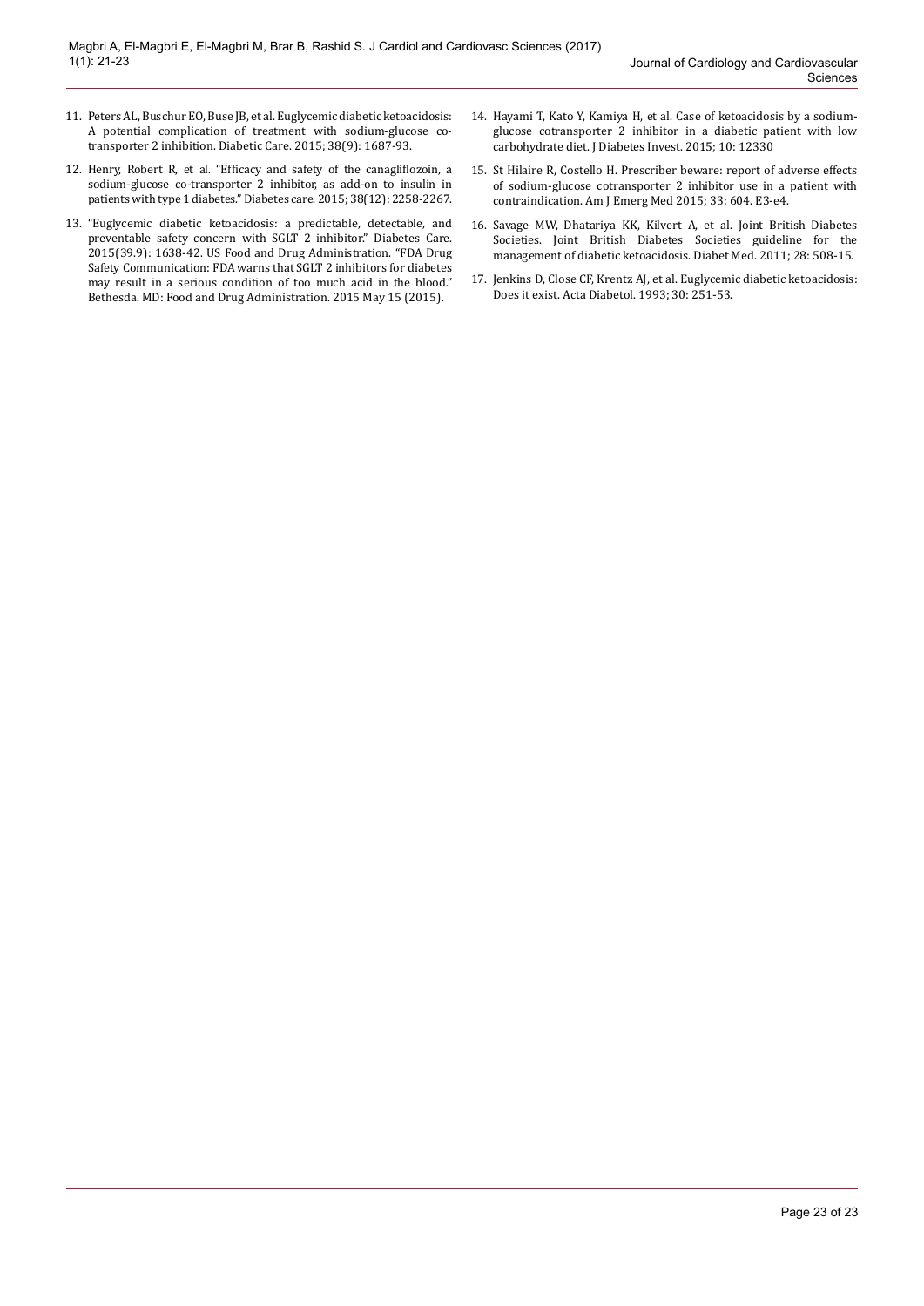11. Peters AL, Buschur EO, Buse JB, et al. Euglycemic diabetic ketoacidosis: A potential complication of treatment with sodium-glucose co-transporter 2 inhibition. Diabetic Care. 2015; 38(9): 1687-93.
12. Henry, Robert R, et al. "Efficacy and safety of the canagliflozoin, a sodium-glucose co-transporter 2 inhibitor, as add-on to insulin in patients with type 1 diabetes." Diabetes care. 2015; 38(12): 2258-2267.
13. "Euglycemic diabetic ketoacidosis: a predictable, detectable, and preventable safety concern with SGLT 2 inhibitor." Diabetes Care. 2015(39.9): 1638-42. US Food and Drug Administration. "FDA Drug Safety Communication: FDA warns that SGLT 2 inhibitors for diabetes may result in a serious condition of too much acid in the blood." Bethesda. MD: Food and Drug Administration. 2015 May 15 (2015).
14. Hayami T, Kato Y, Kamiya H, et al. Case of ketoacidosis by a sodium-glucose cotransporter 2 inhibitor in a diabetic patient with low carbohydrate diet. J Diabetes Invest. 2015; 10: 12330
15. St Hilaire R, Costello H. Prescriber beware: report of adverse effects of sodium-glucose cotransporter 2 inhibitor use in a patient with contraindication. Am J Emerg Med 2015; 33: 604. E3-e4.
16. Savage MW, Dhatariya KK, Kilvert A, et al. Joint British Diabetes Societies. Joint British Diabetes Societies guideline for the management of diabetic ketoacidosis. Diabet Med. 2011; 28: 508-15.
17. Jenkins D, Close CF, Krentz AJ, et al. Euglycemic diabetic ketoacidosis: Does it exist. Acta Diabetol. 1993; 30: 251-53.